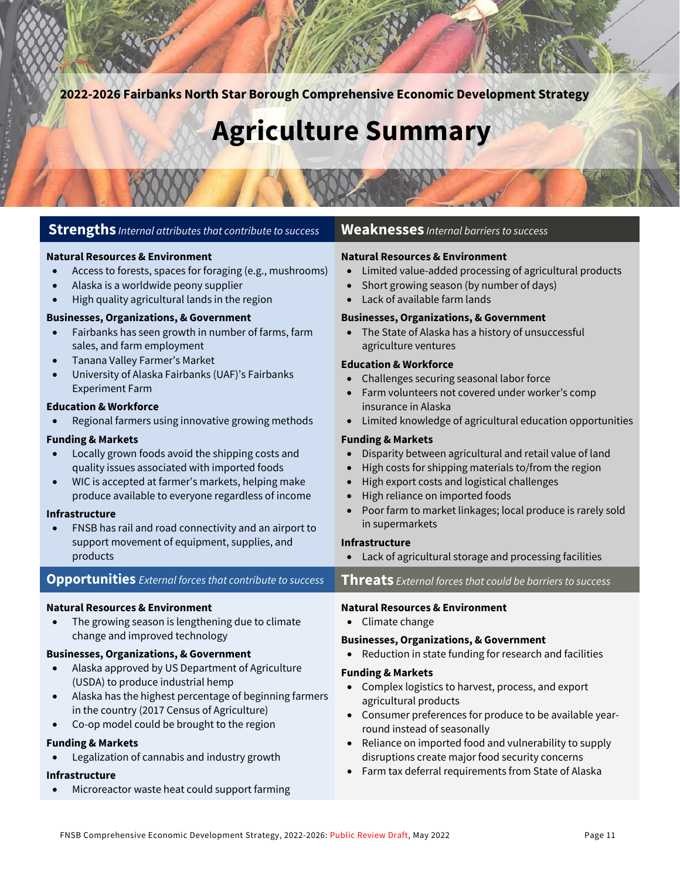2022-2026 Fairbanks North Star Borough Comprehensive Economic Development Strategy

# Agriculture Summary

## Strengths *Internal attributes that contribute to success*

**Natural Resources & Environment**

- Access to forests, spaces for foraging (e.g., mushrooms)
- Alaska is a worldwide peony supplier
- High quality agricultural lands in the region

**Businesses, Organizations, & Government**

- Fairbanks has seen growth in number of farms, farm sales, and farm employment
- Tanana Valley Farmer's Market
- University of Alaska Fairbanks (UAF)'s Fairbanks Experiment Farm

**Education & Workforce**

- Regional farmers using innovative growing methods

**Funding & Markets**

- Locally grown foods avoid the shipping costs and quality issues associated with imported foods
- WIC is accepted at farmer's markets, helping make produce available to everyone regardless of income

**Infrastructure**

- FNSB has rail and road connectivity and an airport to support movement of equipment, supplies, and products

## Weaknesses *Internal barriers to success*

**Natural Resources & Environment**

- Limited value-added processing of agricultural products
- Short growing season (by number of days)
- Lack of available farm lands

**Businesses, Organizations, & Government**

- The State of Alaska has a history of unsuccessful agriculture ventures

**Education & Workforce**

- Challenges securing seasonal labor force
- Farm volunteers not covered under worker's comp insurance in Alaska
- Limited knowledge of agricultural education opportunities

**Funding & Markets**

- Disparity between agricultural and retail value of land
- High costs for shipping materials to/from the region
- High export costs and logistical challenges
- High reliance on imported foods
- Poor farm to market linkages; local produce is rarely sold in supermarkets

**Infrastructure**

- Lack of agricultural storage and processing facilities

## Opportunities *External forces that contribute to success*

**Natural Resources & Environment**

- The growing season is lengthening due to climate change and improved technology

**Businesses, Organizations, & Government**

- Alaska approved by US Department of Agriculture (USDA) to produce industrial hemp
- Alaska has the highest percentage of beginning farmers in the country (2017 Census of Agriculture)
- Co-op model could be brought to the region

**Funding & Markets**

- Legalization of cannabis and industry growth

**Infrastructure**

- Microreactor waste heat could support farming

## Threats *External forces that could be barriers to success*

**Natural Resources & Environment**

- Climate change

**Businesses, Organizations, & Government**

- Reduction in state funding for research and facilities

**Funding & Markets**

- Complex logistics to harvest, process, and export agricultural products
- Consumer preferences for produce to be available year-round instead of seasonally
- Reliance on imported food and vulnerability to supply disruptions create major food security concerns
- Farm tax deferral requirements from State of Alaska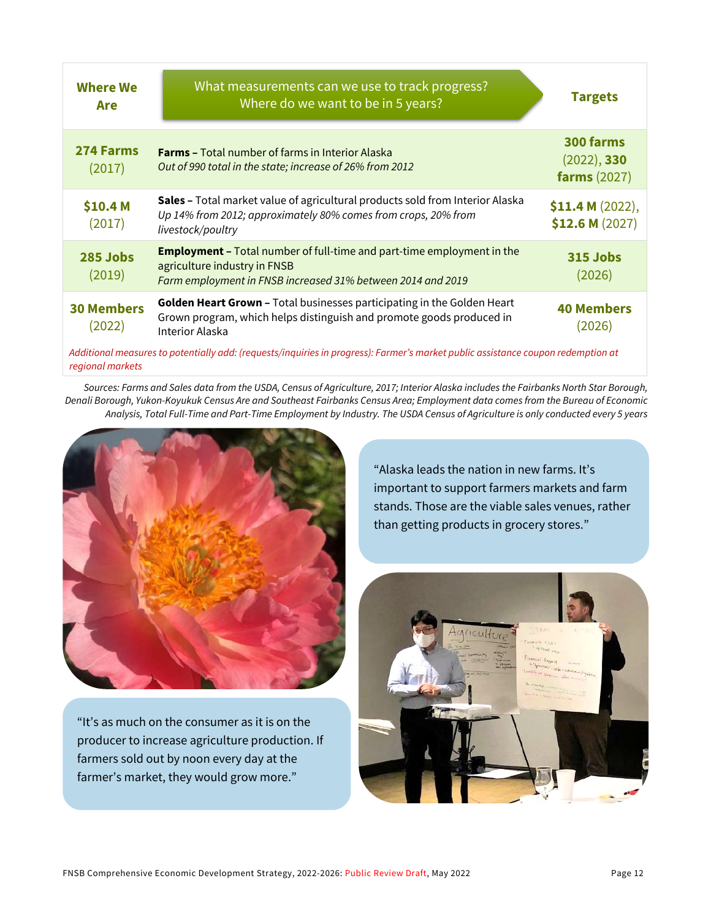| Where We Are | What measurements can we use to track progress? Where do we want to be in 5 years? | Targets |
|---|---|---|
| **274 Farms** (2017) | **Farms –** Total number of farms in Interior Alaska<br>*Out of 990 total in the state; increase of 26% from 2012* | **300 farms** (2022), **330 farms** (2027) |
| **$10.4 M** (2017) | **Sales –** Total market value of agricultural products sold from Interior Alaska<br>*Up 14% from 2012; approximately 80% comes from crops, 20% from livestock/poultry* | **$11.4 M** (2022), **$12.6 M** (2027) |
| **285 Jobs** (2019) | **Employment –** Total number of full-time and part-time employment in the agriculture industry in FNSB<br>*Farm employment in FNSB increased 31% between 2014 and 2019* | **315 Jobs** (2026) |
| **30 Members** (2022) | **Golden Heart Grown –** Total businesses participating in the Golden Heart Grown program, which helps distinguish and promote goods produced in Interior Alaska | **40 Members** (2026) |

*Additional measures to potentially add: (requests/inquiries in progress): Farmer's market public assistance coupon redemption at regional markets*

*Sources: Farms and Sales data from the USDA, Census of Agriculture, 2017; Interior Alaska includes the Fairbanks North Star Borough, Denali Borough, Yukon-Koyukuk Census Are and Southeast Fairbanks Census Area; Employment data comes from the Bureau of Economic Analysis, Total Full-Time and Part-Time Employment by Industry. The USDA Census of Agriculture is only conducted every 5 years*

"Alaska leads the nation in new farms. It's important to support farmers markets and farm stands. Those are the viable sales venues, rather than getting products in grocery stores."

"It's as much on the consumer as it is on the producer to increase agriculture production. If farmers sold out by noon every day at the farmer's market, they would grow more."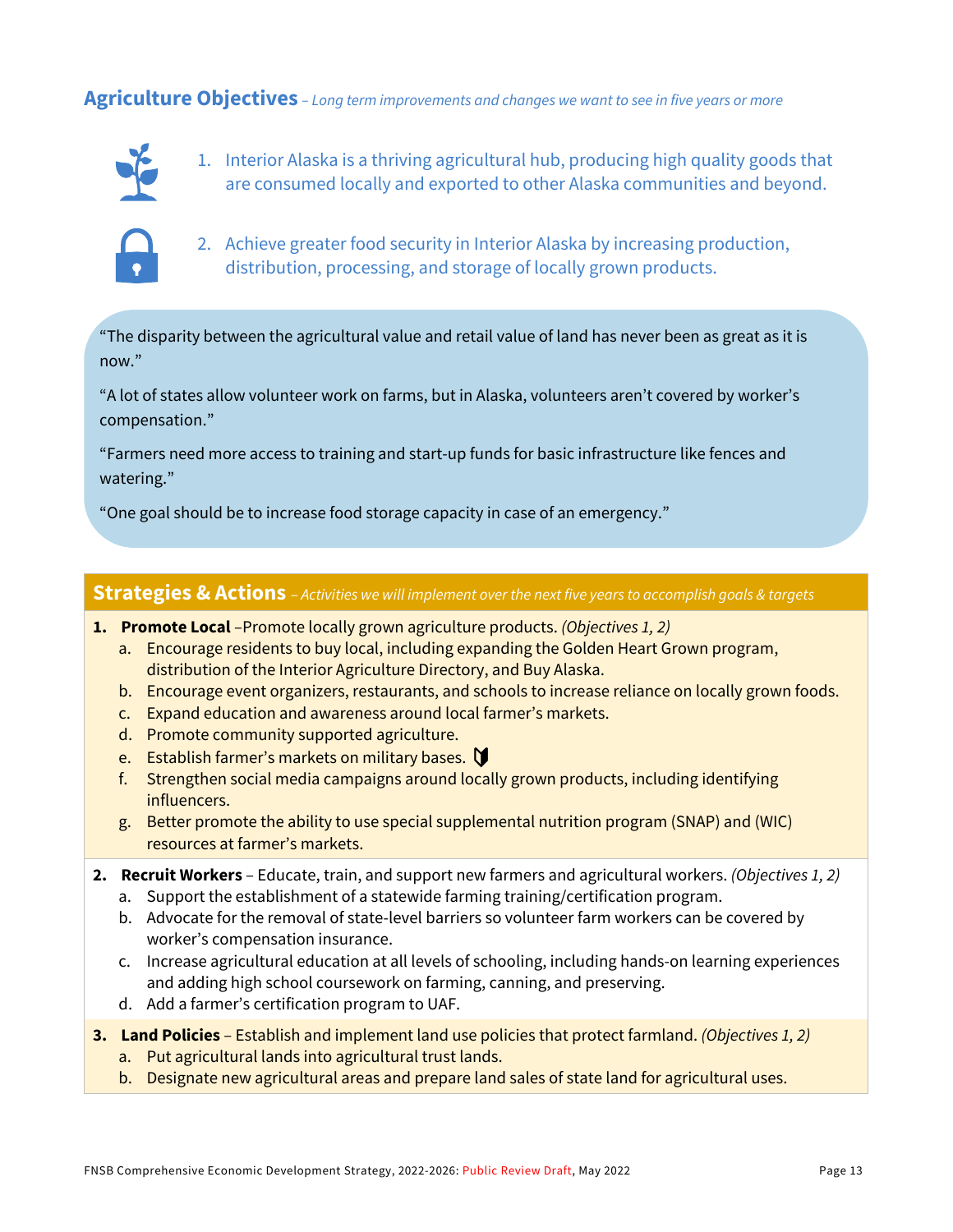## Agriculture Objectives – *Long term improvements and changes we want to see in five years or more*

1. Interior Alaska is a thriving agricultural hub, producing high quality goods that are consumed locally and exported to other Alaska communities and beyond.
2. Achieve greater food security in Interior Alaska by increasing production, distribution, processing, and storage of locally grown products.

"The disparity between the agricultural value and retail value of land has never been as great as it is now."

"A lot of states allow volunteer work on farms, but in Alaska, volunteers aren't covered by worker's compensation."

"Farmers need more access to training and start-up funds for basic infrastructure like fences and watering."

"One goal should be to increase food storage capacity in case of an emergency."

## Strategies & Actions – *Activities we will implement over the next five years to accomplish goals & targets*

1. **Promote Local** –Promote locally grown agriculture products. *(Objectives 1, 2)*
   a. Encourage residents to buy local, including expanding the Golden Heart Grown program, distribution of the Interior Agriculture Directory, and Buy Alaska.
   b. Encourage event organizers, restaurants, and schools to increase reliance on locally grown foods.
   c. Expand education and awareness around local farmer's markets.
   d. Promote community supported agriculture.
   e. Establish farmer's markets on military bases.
   f. Strengthen social media campaigns around locally grown products, including identifying influencers.
   g. Better promote the ability to use special supplemental nutrition program (SNAP) and (WIC) resources at farmer's markets.
2. **Recruit Workers** – Educate, train, and support new farmers and agricultural workers. *(Objectives 1, 2)*
   a. Support the establishment of a statewide farming training/certification program.
   b. Advocate for the removal of state-level barriers so volunteer farm workers can be covered by worker's compensation insurance.
   c. Increase agricultural education at all levels of schooling, including hands-on learning experiences and adding high school coursework on farming, canning, and preserving.
   d. Add a farmer's certification program to UAF.
3. **Land Policies** – Establish and implement land use policies that protect farmland. *(Objectives 1, 2)*
   a. Put agricultural lands into agricultural trust lands.
   b. Designate new agricultural areas and prepare land sales of state land for agricultural uses.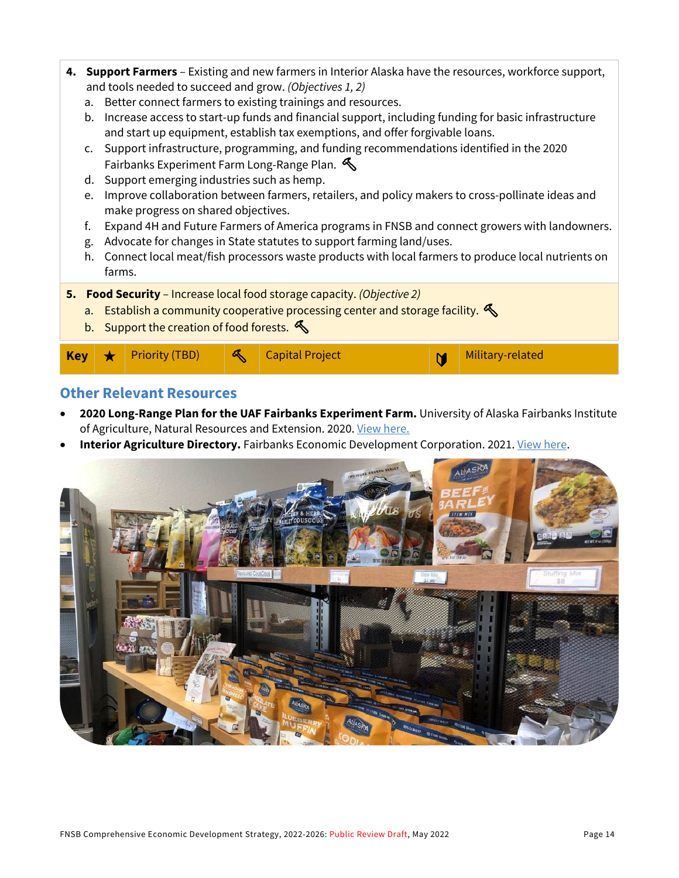4. **Support Farmers** – Existing and new farmers in Interior Alaska have the resources, workforce support, and tools needed to succeed and grow. *(Objectives 1, 2)*
   a. Better connect farmers to existing trainings and resources.
   b. Increase access to start-up funds and financial support, including funding for basic infrastructure and start up equipment, establish tax exemptions, and offer forgivable loans.
   c. Support infrastructure, programming, and funding recommendations identified in the 2020 Fairbanks Experiment Farm Long-Range Plan. 🔨
   d. Support emerging industries such as hemp.
   e. Improve collaboration between farmers, retailers, and policy makers to cross-pollinate ideas and make progress on shared objectives.
   f. Expand 4H and Future Farmers of America programs in FNSB and connect growers with landowners.
   g. Advocate for changes in State statutes to support farming land/uses.
   h. Connect local meat/fish processors waste products with local farmers to produce local nutrients on farms.

5. **Food Security** – Increase local food storage capacity. *(Objective 2)*
   a. Establish a community cooperative processing center and storage facility. 🔨
   b. Support the creation of food forests. 🔨

| **Key** | ★ | Priority (TBD) | 🔨 | Capital Project | | Military-related |
|---|---|---|---|---|---|---|

## Other Relevant Resources

- **2020 Long-Range Plan for the UAF Fairbanks Experiment Farm.** University of Alaska Fairbanks Institute of Agriculture, Natural Resources and Extension. 2020. View here.
- **Interior Agriculture Directory.** Fairbanks Economic Development Corporation. 2021. View here.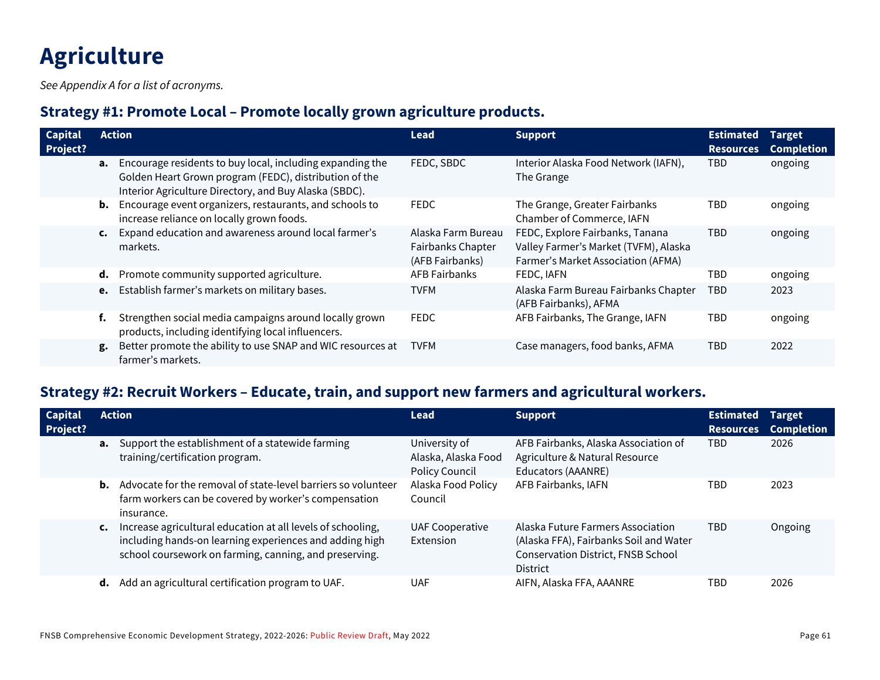# Agriculture

*See Appendix A for a list of acronyms.*

## Strategy #1: Promote Local – Promote locally grown agriculture products.

| Capital Project? | Action | Lead | Support | Estimated Resources | Target Completion |
|---|---|---|---|---|---|
| | **a.** Encourage residents to buy local, including expanding the Golden Heart Grown program (FEDC), distribution of the Interior Agriculture Directory, and Buy Alaska (SBDC). | FEDC, SBDC | Interior Alaska Food Network (IAFN), The Grange | TBD | ongoing |
| | **b.** Encourage event organizers, restaurants, and schools to increase reliance on locally grown foods. | FEDC | The Grange, Greater Fairbanks Chamber of Commerce, IAFN | TBD | ongoing |
| | **c.** Expand education and awareness around local farmer's markets. | Alaska Farm Bureau Fairbanks Chapter (AFB Fairbanks) | FEDC, Explore Fairbanks, Tanana Valley Farmer's Market (TVFM), Alaska Farmer's Market Association (AFMA) | TBD | ongoing |
| | **d.** Promote community supported agriculture. | AFB Fairbanks | FEDC, IAFN | TBD | ongoing |
| | **e.** Establish farmer's markets on military bases. | TVFM | Alaska Farm Bureau Fairbanks Chapter (AFB Fairbanks), AFMA | TBD | 2023 |
| | **f.** Strengthen social media campaigns around locally grown products, including identifying local influencers. | FEDC | AFB Fairbanks, The Grange, IAFN | TBD | ongoing |
| | **g.** Better promote the ability to use SNAP and WIC resources at farmer's markets. | TVFM | Case managers, food banks, AFMA | TBD | 2022 |

## Strategy #2: Recruit Workers – Educate, train, and support new farmers and agricultural workers.

| Capital Project? | Action | Lead | Support | Estimated Resources | Target Completion |
|---|---|---|---|---|---|
| | **a.** Support the establishment of a statewide farming training/certification program. | University of Alaska, Alaska Food Policy Council | AFB Fairbanks, Alaska Association of Agriculture & Natural Resource Educators (AAANRE) | TBD | 2026 |
| | **b.** Advocate for the removal of state-level barriers so volunteer farm workers can be covered by worker's compensation insurance. | Alaska Food Policy Council | AFB Fairbanks, IAFN | TBD | 2023 |
| | **c.** Increase agricultural education at all levels of schooling, including hands-on learning experiences and adding high school coursework on farming, canning, and preserving. | UAF Cooperative Extension | Alaska Future Farmers Association (Alaska FFA), Fairbanks Soil and Water Conservation District, FNSB School District | TBD | Ongoing |
| | **d.** Add an agricultural certification program to UAF. | UAF | AIFN, Alaska FFA, AAANRE | TBD | 2026 |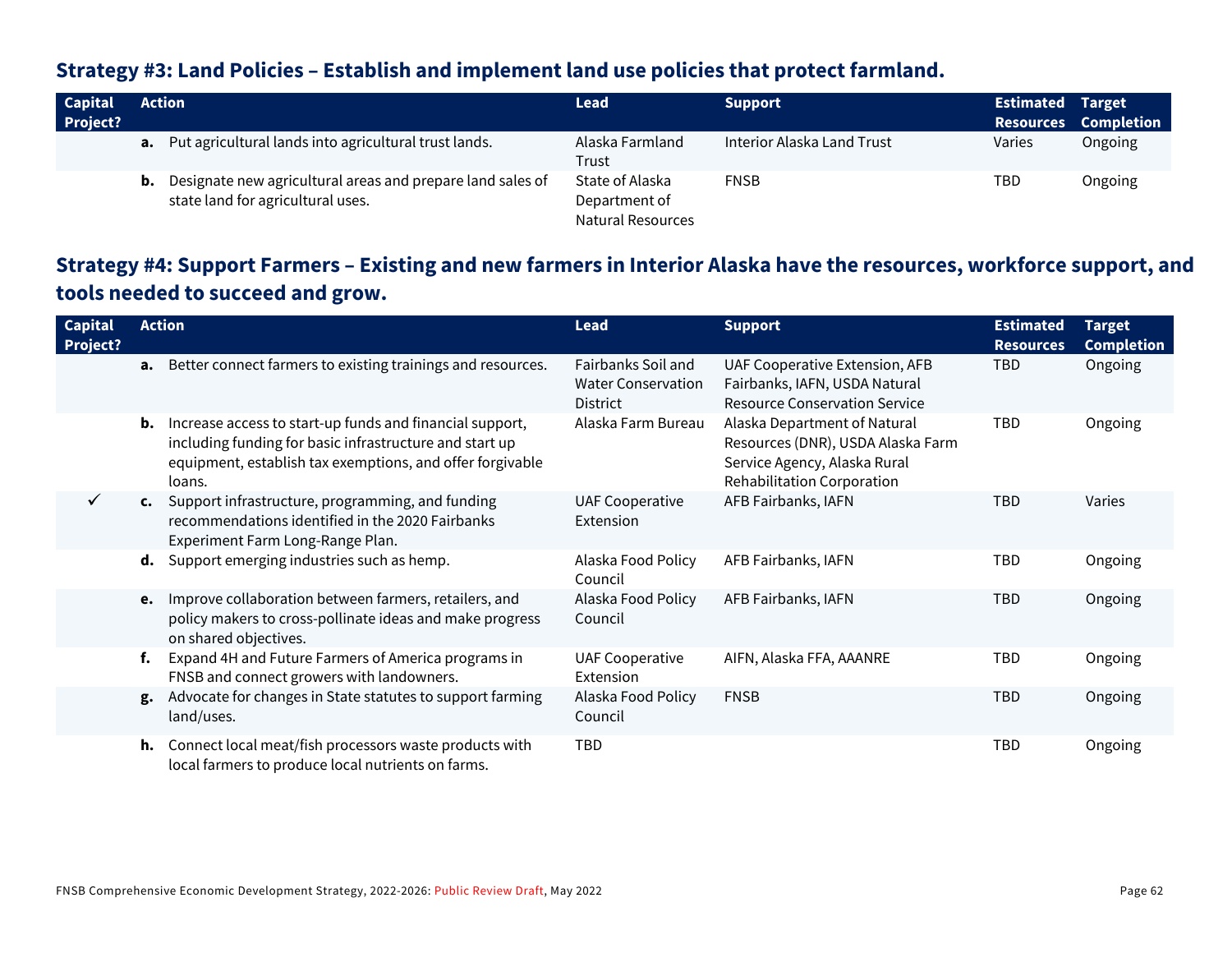## Strategy #3: Land Policies – Establish and implement land use policies that protect farmland.

| Capital Project? | Action | Lead | Support | Estimated Resources | Target Completion |
|---|---|---|---|---|---|
| | **a.** Put agricultural lands into agricultural trust lands. | Alaska Farmland Trust | Interior Alaska Land Trust | Varies | Ongoing |
| | **b.** Designate new agricultural areas and prepare land sales of state land for agricultural uses. | State of Alaska Department of Natural Resources | FNSB | TBD | Ongoing |

## Strategy #4: Support Farmers – Existing and new farmers in Interior Alaska have the resources, workforce support, and tools needed to succeed and grow.

| Capital Project? | Action | Lead | Support | Estimated Resources | Target Completion |
|---|---|---|---|---|---|
| | **a.** Better connect farmers to existing trainings and resources. | Fairbanks Soil and Water Conservation District | UAF Cooperative Extension, AFB Fairbanks, IAFN, USDA Natural Resource Conservation Service | TBD | Ongoing |
| | **b.** Increase access to start-up funds and financial support, including funding for basic infrastructure and start up equipment, establish tax exemptions, and offer forgivable loans. | Alaska Farm Bureau | Alaska Department of Natural Resources (DNR), USDA Alaska Farm Service Agency, Alaska Rural Rehabilitation Corporation | TBD | Ongoing |
| ✓ | **c.** Support infrastructure, programming, and funding recommendations identified in the 2020 Fairbanks Experiment Farm Long-Range Plan. | UAF Cooperative Extension | AFB Fairbanks, IAFN | TBD | Varies |
| | **d.** Support emerging industries such as hemp. | Alaska Food Policy Council | AFB Fairbanks, IAFN | TBD | Ongoing |
| | **e.** Improve collaboration between farmers, retailers, and policy makers to cross-pollinate ideas and make progress on shared objectives. | Alaska Food Policy Council | AFB Fairbanks, IAFN | TBD | Ongoing |
| | **f.** Expand 4H and Future Farmers of America programs in FNSB and connect growers with landowners. | UAF Cooperative Extension | AIFN, Alaska FFA, AAANRE | TBD | Ongoing |
| | **g.** Advocate for changes in State statutes to support farming land/uses. | Alaska Food Policy Council | FNSB | TBD | Ongoing |
| | **h.** Connect local meat/fish processors waste products with local farmers to produce local nutrients on farms. | TBD | | TBD | Ongoing |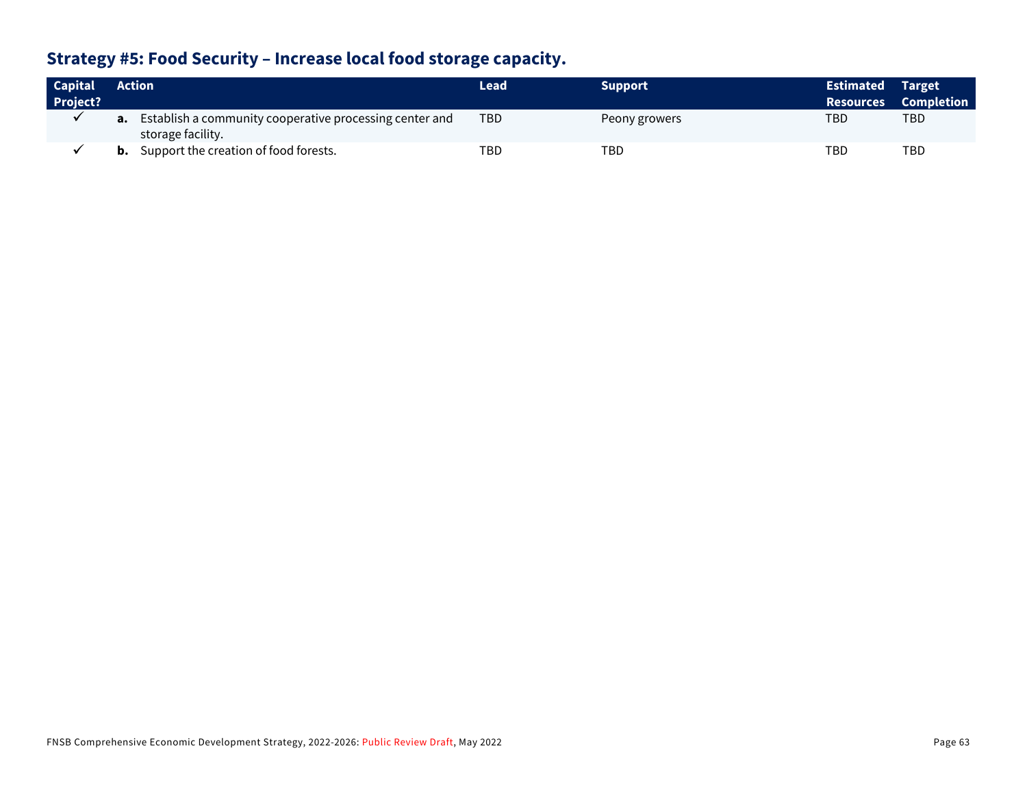## Strategy #5: Food Security – Increase local food storage capacity.

| Capital Project? | Action | Lead | Support | Estimated Resources | Target Completion |
|---|---|---|---|---|---|
| ✓ | **a.** Establish a community cooperative processing center and storage facility. | TBD | Peony growers | TBD | TBD |
| ✓ | **b.** Support the creation of food forests. | TBD | TBD | TBD | TBD |